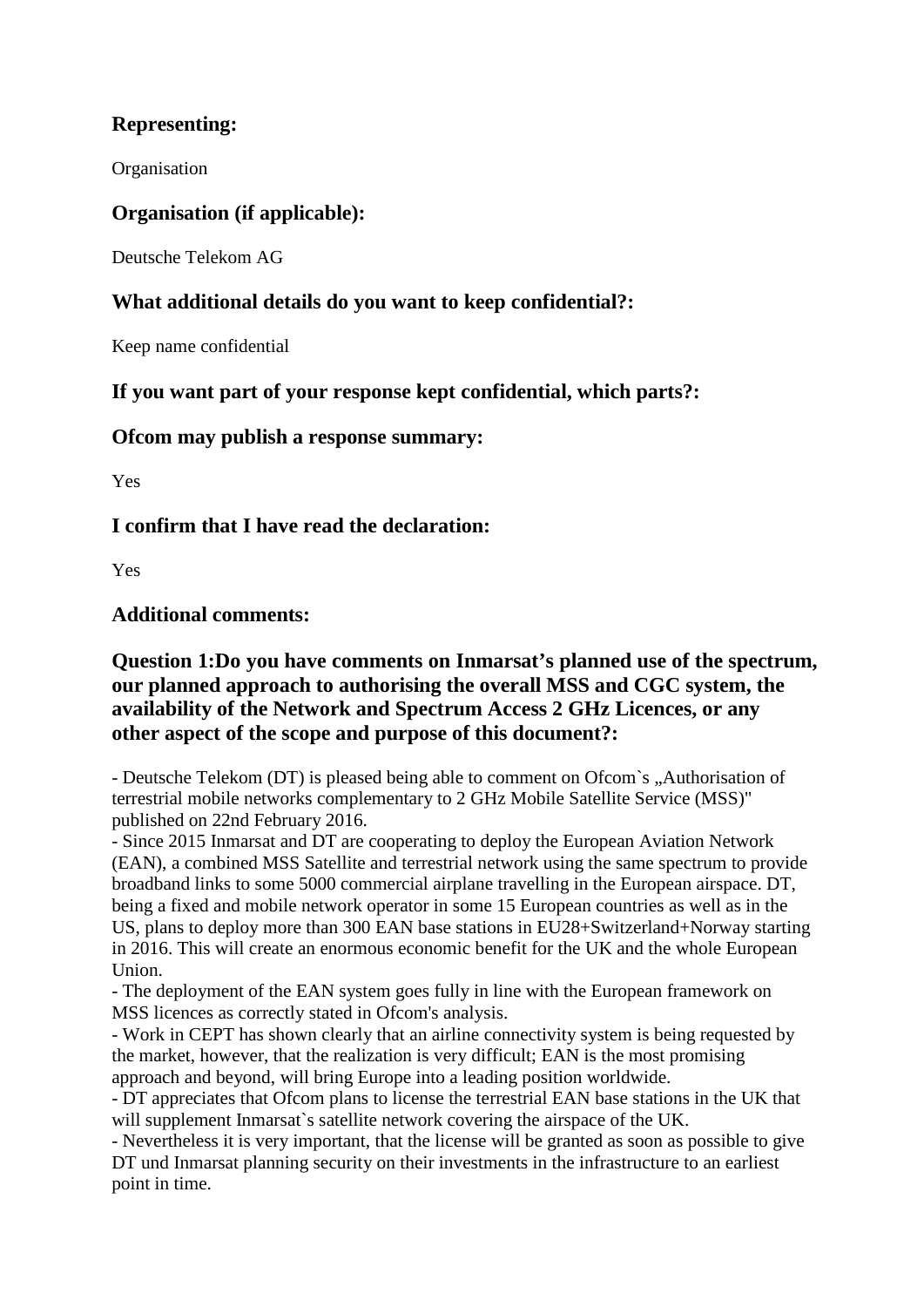## Representing:

Organisation

## Organisation (if applicable):

Deutsche Telekom AG

## What additional details do you want to keep confidential?:

Keep name confidential

## If you want part of your response kept confidential, which parts?:

## Ofcom may publish a response summary:

Yes

## I confirm that I have read the declaration:

Yes

## Additional comments:

## Question 1:Do you have comments on Inmarsat's planned use of the spectrum, our planned approach to authorising the overall MSS and CGC system, the availability of the Network and Spectrum Access 2 GHz Licences, or any other aspect of the scope and purpose of this document?:

- Deutsche Telekom (DT) is pleased being able to comment on Ofcom`s „Authorisation of terrestrial mobile networks complementary to 2 GHz Mobile Satellite Service (MSS)" published on 22nd February 2016.
- Since 2015 Inmarsat and DT are cooperating to deploy the European Aviation Network (EAN), a combined MSS Satellite and terrestrial network using the same spectrum to provide broadband links to some 5000 commercial airplane travelling in the European airspace. DT, being a fixed and mobile network operator in some 15 European countries as well as in the US, plans to deploy more than 300 EAN base stations in EU28+Switzerland+Norway starting in 2016. This will create an enormous economic benefit for the UK and the whole European Union.
- The deployment of the EAN system goes fully in line with the European framework on MSS licences as correctly stated in Ofcom's analysis.
- Work in CEPT has shown clearly that an airline connectivity system is being requested by the market, however, that the realization is very difficult; EAN is the most promising approach and beyond, will bring Europe into a leading position worldwide.
- DT appreciates that Ofcom plans to license the terrestrial EAN base stations in the UK that will supplement Inmarsat`s satellite network covering the airspace of the UK.
- Nevertheless it is very important, that the license will be granted as soon as possible to give DT und Inmarsat planning security on their investments in the infrastructure to an earliest point in time.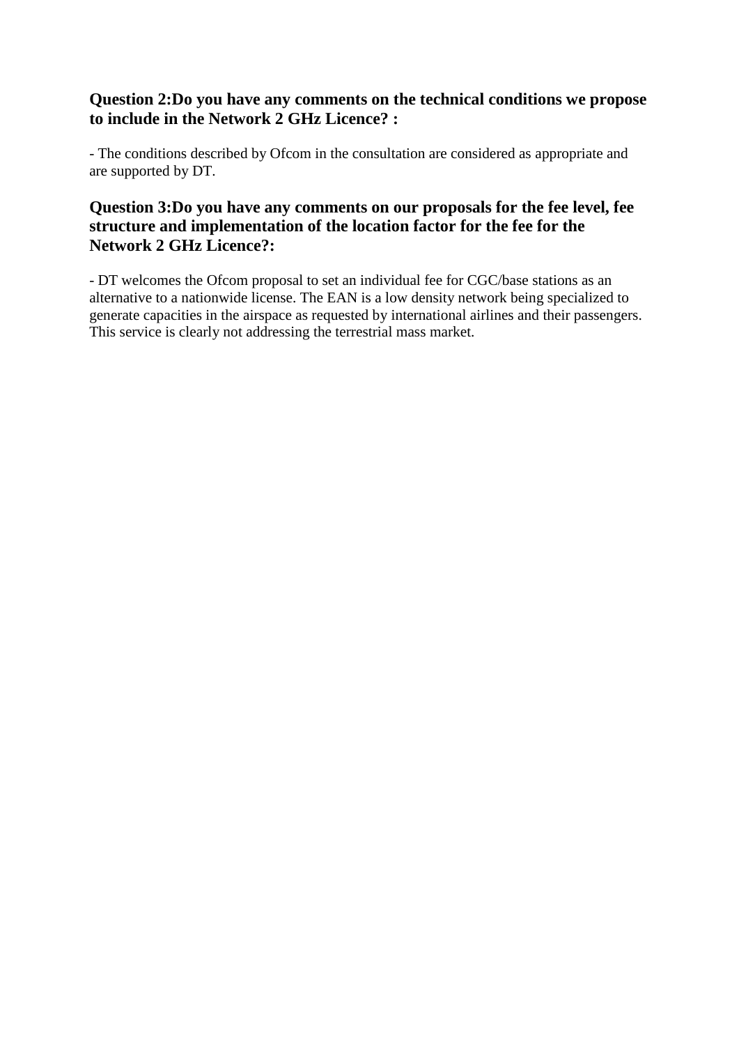### Question 2:Do you have any comments on the technical conditions we propose to include in the Network 2 GHz Licence? :

- The conditions described by Ofcom in the consultation are considered as appropriate and are supported by DT.

### Question 3:Do you have any comments on our proposals for the fee level, fee structure and implementation of the location factor for the fee for the Network 2 GHz Licence?:

- DT welcomes the Ofcom proposal to set an individual fee for CGC/base stations as an alternative to a nationwide license. The EAN is a low density network being specialized to generate capacities in the airspace as requested by international airlines and their passengers. This service is clearly not addressing the terrestrial mass market.